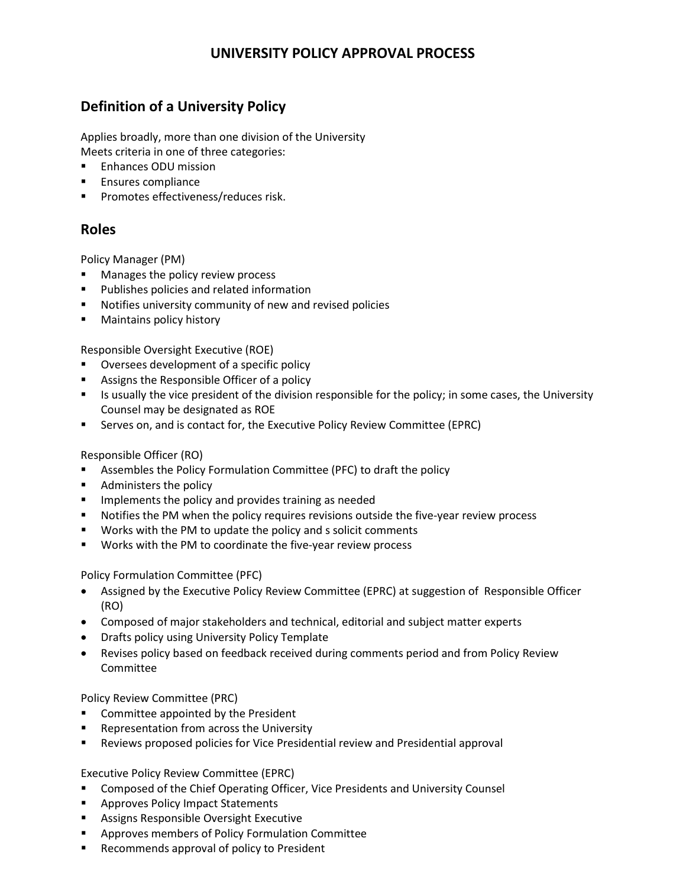# UNIVERSITY POLICY APPROVAL PROCESS

## Definition of a University Policy

Applies broadly, more than one division of the University
Meets criteria in one of three categories:

- Enhances ODU mission
- Ensures compliance
- Promotes effectiveness/reduces risk.

## Roles

Policy Manager (PM)

- Manages the policy review process
- Publishes policies and related information
- Notifies university community of new and revised policies
- Maintains policy history

Responsible Oversight Executive (ROE)

- Oversees development of a specific policy
- Assigns the Responsible Officer of a policy
- Is usually the vice president of the division responsible for the policy; in some cases, the University Counsel may be designated as ROE
- Serves on, and is contact for, the Executive Policy Review Committee (EPRC)

Responsible Officer (RO)

- Assembles the Policy Formulation Committee (PFC) to draft the policy
- Administers the policy
- Implements the policy and provides training as needed
- Notifies the PM when the policy requires revisions outside the five-year review process
- Works with the PM to update the policy and s solicit comments
- Works with the PM to coordinate the five-year review process

Policy Formulation Committee (PFC)

- Assigned by the Executive Policy Review Committee (EPRC) at suggestion of Responsible Officer (RO)
- Composed of major stakeholders and technical, editorial and subject matter experts
- Drafts policy using University Policy Template
- Revises policy based on feedback received during comments period and from Policy Review Committee

Policy Review Committee (PRC)

- Committee appointed by the President
- Representation from across the University
- Reviews proposed policies for Vice Presidential review and Presidential approval

Executive Policy Review Committee (EPRC)

- Composed of the Chief Operating Officer, Vice Presidents and University Counsel
- Approves Policy Impact Statements
- Assigns Responsible Oversight Executive
- Approves members of Policy Formulation Committee
- Recommends approval of policy to President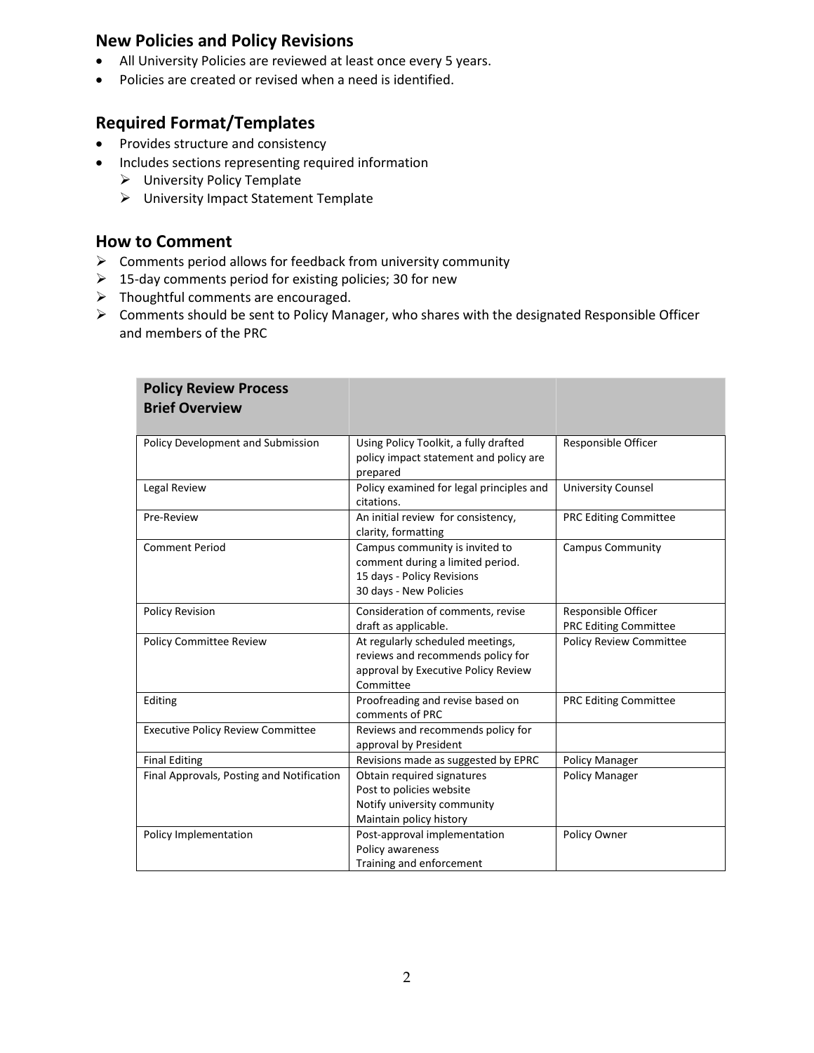## New Policies and Policy Revisions

- All University Policies are reviewed at least once every 5 years.
- Policies are created or revised when a need is identified.

## Required Format/Templates

- Provides structure and consistency
- Includes sections representing required information
  - University Policy Template
  - University Impact Statement Template

## How to Comment

- Comments period allows for feedback from university community
- 15-day comments period for existing policies; 30 for new
- Thoughtful comments are encouraged.
- Comments should be sent to Policy Manager, who shares with the designated Responsible Officer and members of the PRC

| **Policy Review Process Brief Overview** | | |
|---|---|---|
| Policy Development and Submission | Using Policy Toolkit, a fully drafted policy impact statement and policy are prepared | Responsible Officer |
| Legal Review | Policy examined for legal principles and citations. | University Counsel |
| Pre-Review | An initial review for consistency, clarity, formatting | PRC Editing Committee |
| Comment Period | Campus community is invited to comment during a limited period.<br>15 days - Policy Revisions<br>30 days - New Policies | Campus Community |
| Policy Revision | Consideration of comments, revise draft as applicable. | Responsible Officer<br>PRC Editing Committee |
| Policy Committee Review | At regularly scheduled meetings, reviews and recommends policy for approval by Executive Policy Review Committee | Policy Review Committee |
| Editing | Proofreading and revise based on comments of PRC | PRC Editing Committee |
| Executive Policy Review Committee | Reviews and recommends policy for approval by President | |
| Final Editing | Revisions made as suggested by EPRC | Policy Manager |
| Final Approvals, Posting and Notification | Obtain required signatures<br>Post to policies website<br>Notify university community<br>Maintain policy history | Policy Manager |
| Policy Implementation | Post-approval implementation<br>Policy awareness<br>Training and enforcement | Policy Owner |